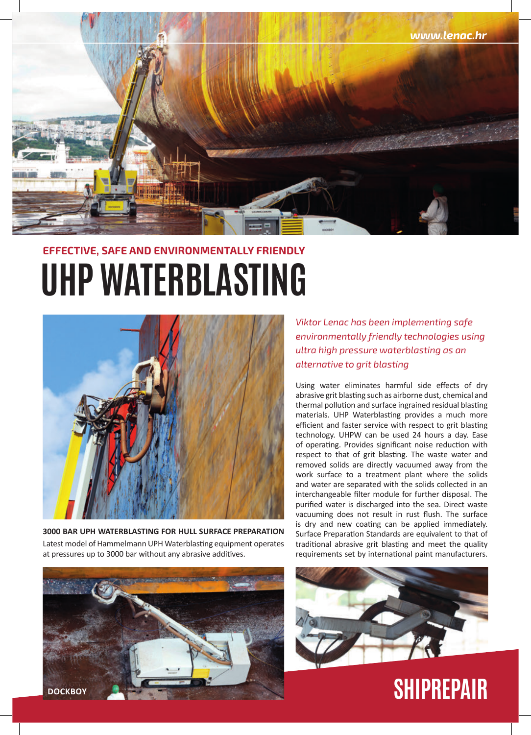www.lenac.hr

### EFFECTIVE, SAFE AND ENVIRONMENTALLY FRIENDLY

# UHP WATERBLASTING

**3000 BAR UPH WATERBLASTING FOR HULL SURFACE PREPARATION**

Latest model of Hammelmann UPH Waterblasting equipment operates at pressures up to 3000 bar without any abrasive additives.

*Viktor Lenac has been implementing safe environmentally friendly technologies using ultra high pressure waterblasting as an alternative to grit blasting*

Using water eliminates harmful side effects of dry abrasive grit blasting such as airborne dust, chemical and thermal pollution and surface ingrained residual blasting materials. UHP Waterblasting provides a much more efficient and faster service with respect to grit blasting technology. UHPW can be used 24 hours a day. Ease of operating. Provides significant noise reduction with respect to that of grit blasting. The waste water and removed solids are directly vacuumed away from the work surface to a treatment plant where the solids and water are separated with the solids collected in an interchangeable filter module for further disposal. The purified water is discharged into the sea. Direct waste vacuuming does not result in rust flush. The surface is dry and new coating can be applied immediately. Surface Preparation Standards are equivalent to that of traditional abrasive grit blasting and meet the quality requirements set by international paint manufacturers.

DOCKBOY

SHIPREPAIR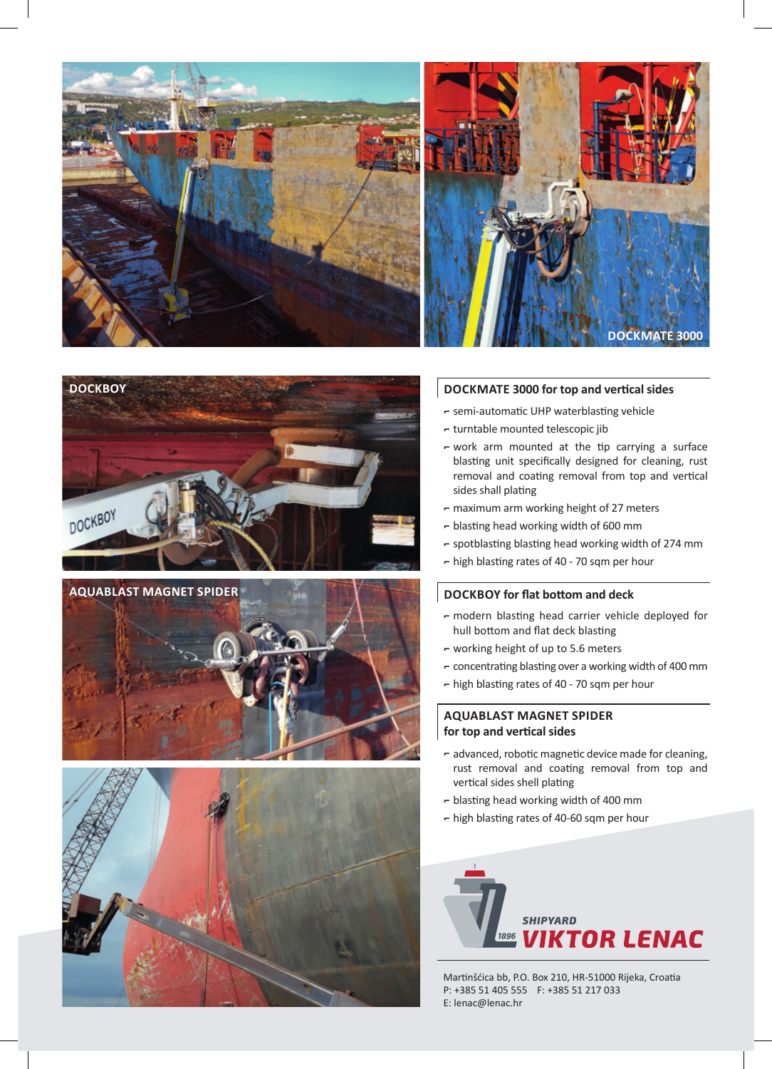DOCKMATE 3000

DOCKBOY

AQUABLAST MAGNET SPIDER

## DOCKMATE 3000 for top and vertical sides

- semi-automatic UHP waterblasting vehicle
- turntable mounted telescopic jib
- work arm mounted at the tip carrying a surface blasting unit specifically designed for cleaning, rust removal and coating removal from top and vertical sides shall plating
- maximum arm working height of 27 meters
- blasting head working width of 600 mm
- spotblasting blasting head working width of 274 mm
- high blasting rates of 40 - 70 sqm per hour

## DOCKBOY for flat bottom and deck

- modern blasting head carrier vehicle deployed for hull bottom and flat deck blasting
- working height of up to 5.6 meters
- concentrating blasting over a working width of 400 mm
- high blasting rates of 40 - 70 sqm per hour

## AQUABLAST MAGNET SPIDER for top and vertical sides

- advanced, robotic magnetic device made for cleaning, rust removal and coating removal from top and vertical sides shell plating
- blasting head working width of 400 mm
- high blasting rates of 40-60 sqm per hour

SHIPYARD
1896 VIKTOR LENAC

Martinšćica bb, P.O. Box 210, HR-51000 Rijeka, Croatia
P: +385 51 405 555 F: +385 51 217 033
E: lenac@lenac.hr